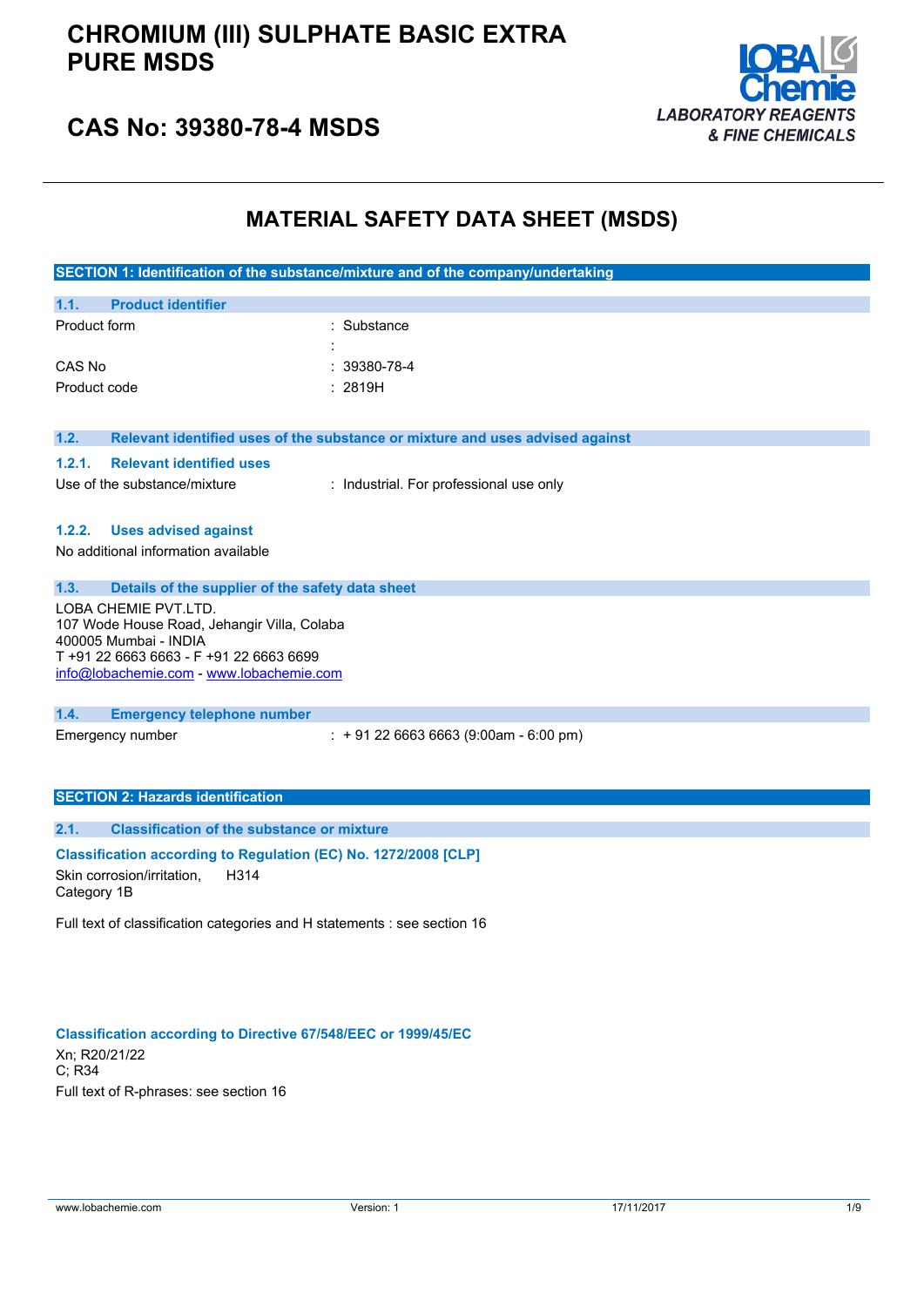# CHROMIUM (III) SULPHATE BASIC EXTRA PURE MSDS

## CAS No: 39380-78-4 MSDS

LOBA Chemie
*LABORATORY REAGENTS & FINE CHEMICALS*

# MATERIAL SAFETY DATA SHEET (MSDS)

## SECTION 1: Identification of the substance/mixture and of the company/undertaking

### 1.1. Product identifier

| | |
|---|---|
| Product form | : Substance |
| | : |
| CAS No | : 39380-78-4 |
| Product code | : 2819H |

### 1.2. Relevant identified uses of the substance or mixture and uses advised against

#### 1.2.1. Relevant identified uses

| | |
|---|---|
| Use of the substance/mixture | : Industrial. For professional use only |

#### 1.2.2. Uses advised against

No additional information available

### 1.3. Details of the supplier of the safety data sheet

LOBA CHEMIE PVT.LTD.
107 Wode House Road, Jehangir Villa, Colaba
400005 Mumbai - INDIA
T +91 22 6663 6663 - F +91 22 6663 6699
info@lobachemie.com - www.lobachemie.com

### 1.4. Emergency telephone number

| | |
|---|---|
| Emergency number | : + 91 22 6663 6663 (9:00am - 6:00 pm) |

## SECTION 2: Hazards identification

### 2.1. Classification of the substance or mixture

**Classification according to Regulation (EC) No. 1272/2008 [CLP]**

| | |
|---|---|
| Skin corrosion/irritation, Category 1B | H314 |

Full text of classification categories and H statements : see section 16

**Classification according to Directive 67/548/EEC or 1999/45/EC**

Xn; R20/21/22
C; R34
Full text of R-phrases: see section 16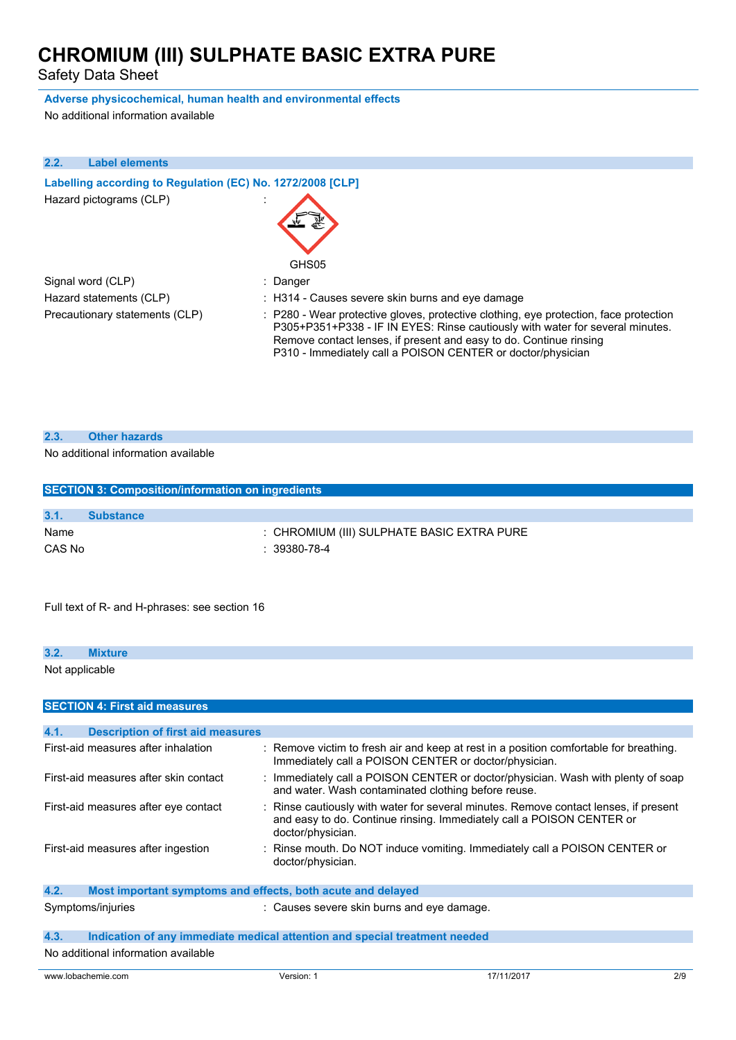**Adverse physicochemical, human health and environmental effects**

No additional information available

## 2.2. Label elements

**Labelling according to Regulation (EC) No. 1272/2008 [CLP]**

| | |
|---|---|
| Hazard pictograms (CLP) | : GHS05 |
| Signal word (CLP) | : Danger |
| Hazard statements (CLP) | : H314 - Causes severe skin burns and eye damage |
| Precautionary statements (CLP) | : P280 - Wear protective gloves, protective clothing, eye protection, face protection<br>P305+P351+P338 - IF IN EYES: Rinse cautiously with water for several minutes. Remove contact lenses, if present and easy to do. Continue rinsing<br>P310 - Immediately call a POISON CENTER or doctor/physician |

## 2.3. Other hazards

No additional information available

# SECTION 3: Composition/information on ingredients

## 3.1. Substance

| | |
|---|---|
| Name | : CHROMIUM (III) SULPHATE BASIC EXTRA PURE |
| CAS No | : 39380-78-4 |

Full text of R- and H-phrases: see section 16

## 3.2. Mixture

Not applicable

# SECTION 4: First aid measures

## 4.1. Description of first aid measures

| | |
|---|---|
| First-aid measures after inhalation | : Remove victim to fresh air and keep at rest in a position comfortable for breathing. Immediately call a POISON CENTER or doctor/physician. |
| First-aid measures after skin contact | : Immediately call a POISON CENTER or doctor/physician. Wash with plenty of soap and water. Wash contaminated clothing before reuse. |
| First-aid measures after eye contact | : Rinse cautiously with water for several minutes. Remove contact lenses, if present and easy to do. Continue rinsing. Immediately call a POISON CENTER or doctor/physician. |
| First-aid measures after ingestion | : Rinse mouth. Do NOT induce vomiting. Immediately call a POISON CENTER or doctor/physician. |

## 4.2. Most important symptoms and effects, both acute and delayed

| | |
|---|---|
| Symptoms/injuries | : Causes severe skin burns and eye damage. |

## 4.3. Indication of any immediate medical attention and special treatment needed

No additional information available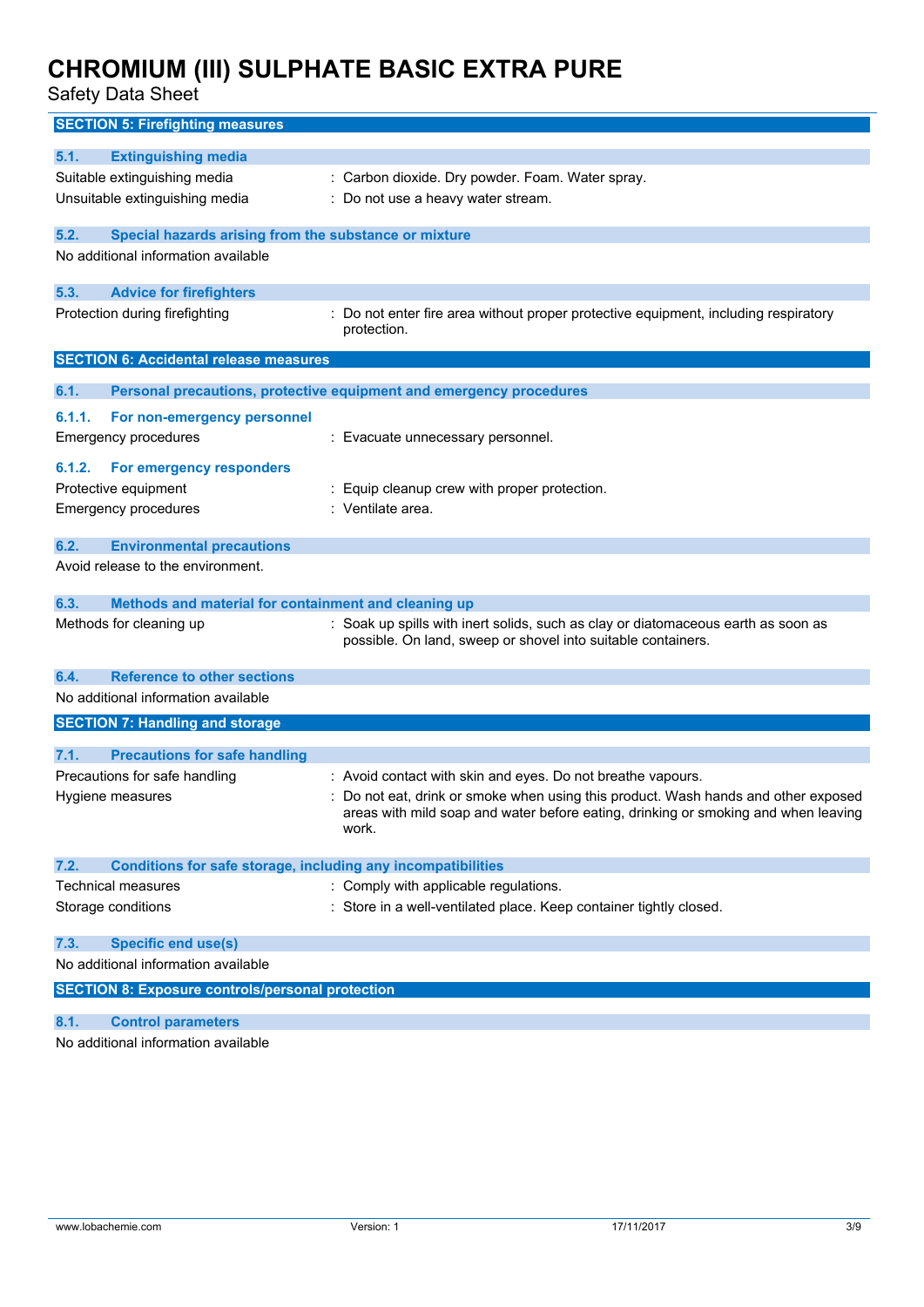## SECTION 5: Firefighting measures

### 5.1. Extinguishing media

| | |
|---|---|
| Suitable extinguishing media | : Carbon dioxide. Dry powder. Foam. Water spray. |
| Unsuitable extinguishing media | : Do not use a heavy water stream. |

### 5.2. Special hazards arising from the substance or mixture

No additional information available

### 5.3. Advice for firefighters

| | |
|---|---|
| Protection during firefighting | : Do not enter fire area without proper protective equipment, including respiratory protection. |

## SECTION 6: Accidental release measures

### 6.1. Personal precautions, protective equipment and emergency procedures

#### 6.1.1. For non-emergency personnel

| | |
|---|---|
| Emergency procedures | : Evacuate unnecessary personnel. |

#### 6.1.2. For emergency responders

| | |
|---|---|
| Protective equipment | : Equip cleanup crew with proper protection. |
| Emergency procedures | : Ventilate area. |

### 6.2. Environmental precautions

Avoid release to the environment.

### 6.3. Methods and material for containment and cleaning up

| | |
|---|---|
| Methods for cleaning up | : Soak up spills with inert solids, such as clay or diatomaceous earth as soon as possible. On land, sweep or shovel into suitable containers. |

### 6.4. Reference to other sections

No additional information available

## SECTION 7: Handling and storage

### 7.1. Precautions for safe handling

| | |
|---|---|
| Precautions for safe handling | : Avoid contact with skin and eyes. Do not breathe vapours. |
| Hygiene measures | : Do not eat, drink or smoke when using this product. Wash hands and other exposed areas with mild soap and water before eating, drinking or smoking and when leaving work. |

### 7.2. Conditions for safe storage, including any incompatibilities

| | |
|---|---|
| Technical measures | : Comply with applicable regulations. |
| Storage conditions | : Store in a well-ventilated place. Keep container tightly closed. |

### 7.3. Specific end use(s)

No additional information available

## SECTION 8: Exposure controls/personal protection

### 8.1. Control parameters

No additional information available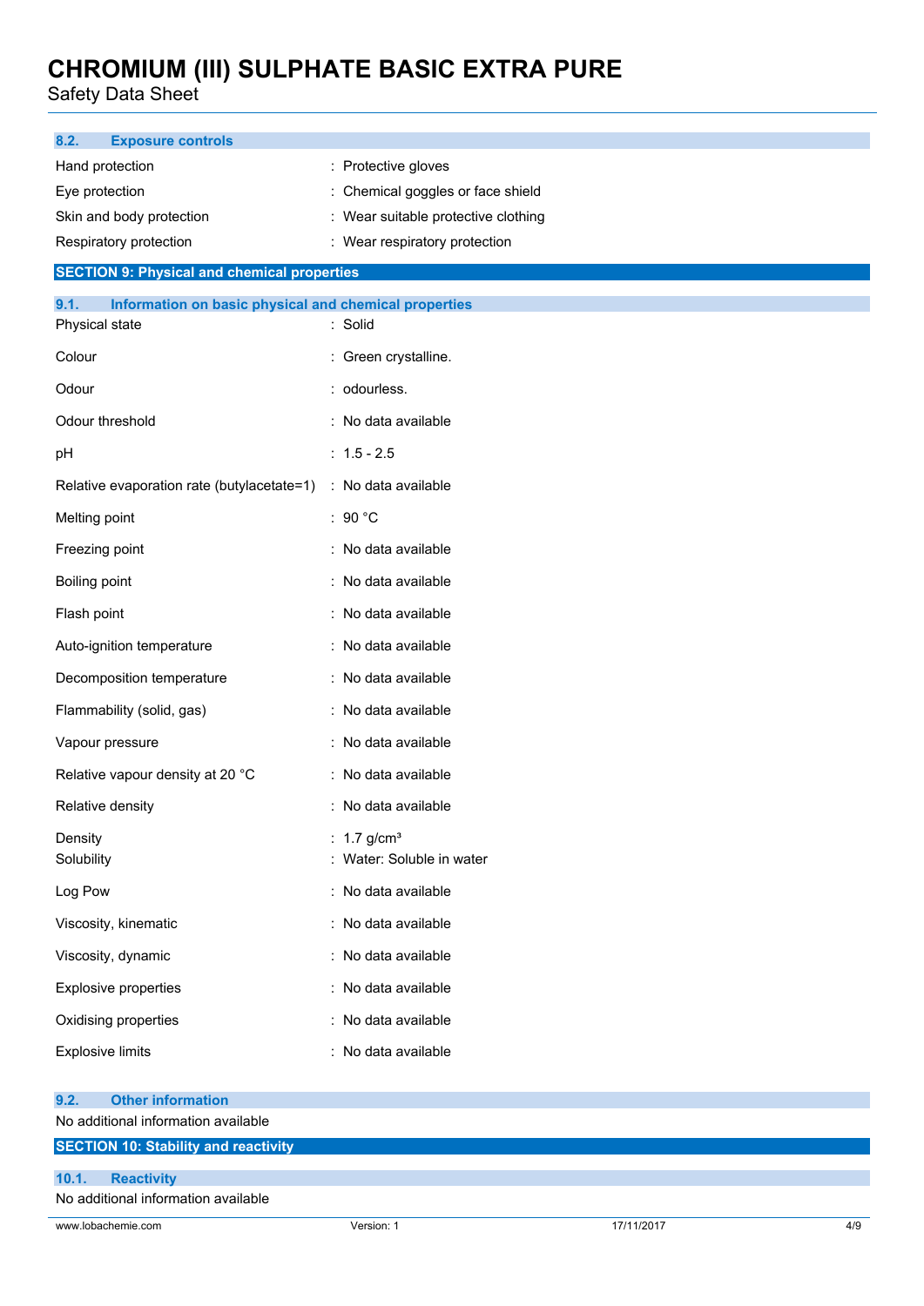### 8.2. Exposure controls

| | |
|---|---|
| Hand protection | : Protective gloves |
| Eye protection | : Chemical goggles or face shield |
| Skin and body protection | : Wear suitable protective clothing |
| Respiratory protection | : Wear respiratory protection |

## SECTION 9: Physical and chemical properties

### 9.1. Information on basic physical and chemical properties

| | |
|---|---|
| Physical state | : Solid |
| Colour | : Green crystalline. |
| Odour | : odourless. |
| Odour threshold | : No data available |
| pH | : 1.5 - 2.5 |
| Relative evaporation rate (butylacetate=1) | : No data available |
| Melting point | : 90 °C |
| Freezing point | : No data available |
| Boiling point | : No data available |
| Flash point | : No data available |
| Auto-ignition temperature | : No data available |
| Decomposition temperature | : No data available |
| Flammability (solid, gas) | : No data available |
| Vapour pressure | : No data available |
| Relative vapour density at 20 °C | : No data available |
| Relative density | : No data available |
| Density | : 1.7 g/cm³ |
| Solubility | : Water: Soluble in water |
| Log Pow | : No data available |
| Viscosity, kinematic | : No data available |
| Viscosity, dynamic | : No data available |
| Explosive properties | : No data available |
| Oxidising properties | : No data available |
| Explosive limits | : No data available |

### 9.2. Other information

No additional information available

## SECTION 10: Stability and reactivity

### 10.1. Reactivity

No additional information available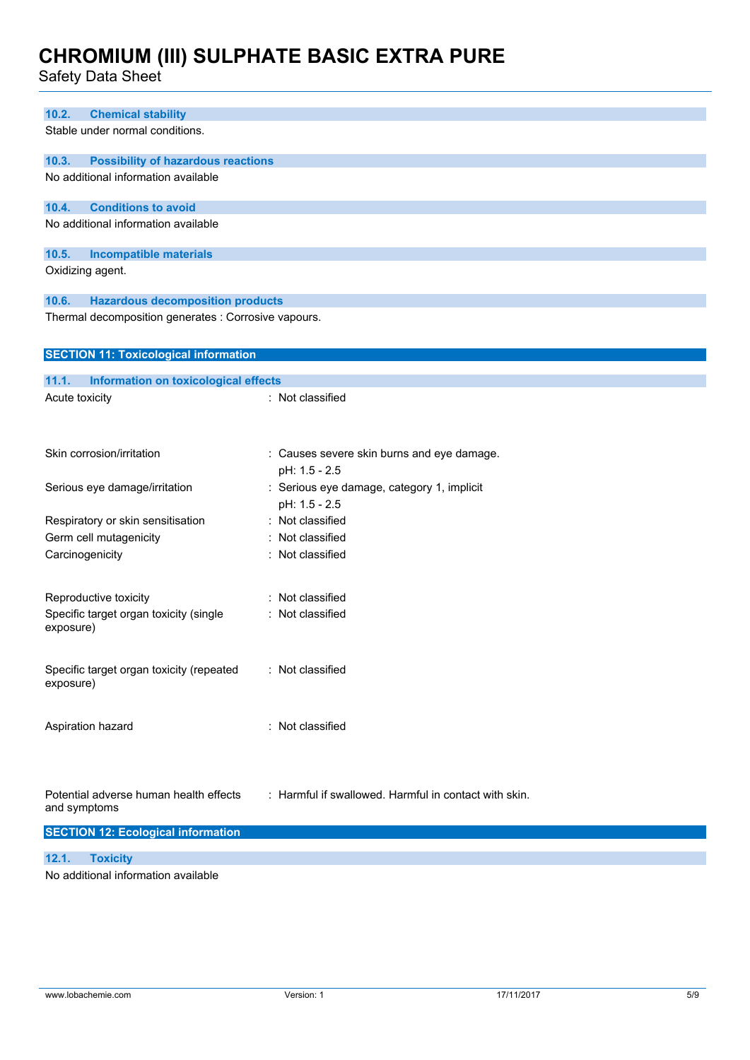### 10.2. Chemical stability

Stable under normal conditions.

### 10.3. Possibility of hazardous reactions

No additional information available

### 10.4. Conditions to avoid

No additional information available

### 10.5. Incompatible materials

Oxidizing agent.

### 10.6. Hazardous decomposition products

Thermal decomposition generates : Corrosive vapours.

## SECTION 11: Toxicological information

### 11.1. Information on toxicological effects

| | |
|---|---|
| Acute toxicity | : Not classified |
| Skin corrosion/irritation | : Causes severe skin burns and eye damage.<br>pH: 1.5 - 2.5 |
| Serious eye damage/irritation | : Serious eye damage, category 1, implicit<br>pH: 1.5 - 2.5 |
| Respiratory or skin sensitisation | : Not classified |
| Germ cell mutagenicity | : Not classified |
| Carcinogenicity | : Not classified |
| Reproductive toxicity | : Not classified |
| Specific target organ toxicity (single exposure) | : Not classified |
| Specific target organ toxicity (repeated exposure) | : Not classified |
| Aspiration hazard | : Not classified |
| Potential adverse human health effects and symptoms | : Harmful if swallowed. Harmful in contact with skin. |

## SECTION 12: Ecological information

### 12.1. Toxicity

No additional information available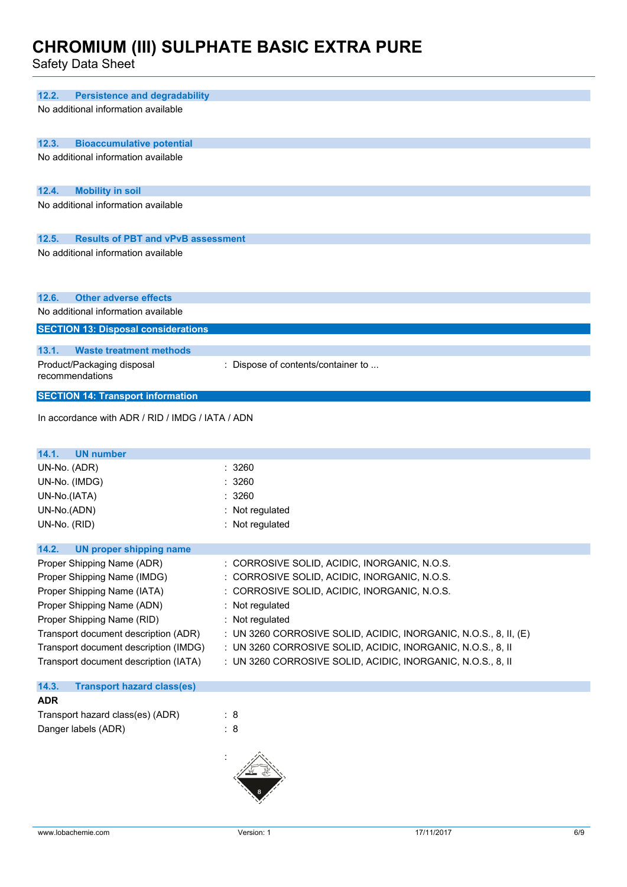## 12.2. Persistence and degradability

No additional information available

## 12.3. Bioaccumulative potential

No additional information available

## 12.4. Mobility in soil

No additional information available

## 12.5. Results of PBT and vPvB assessment

No additional information available

## 12.6. Other adverse effects

No additional information available

# SECTION 13: Disposal considerations

## 13.1. Waste treatment methods

| | |
|---|---|
| Product/Packaging disposal recommendations | : Dispose of contents/container to ... |

# SECTION 14: Transport information

In accordance with ADR / RID / IMDG / IATA / ADN

## 14.1. UN number

| | |
|---|---|
| UN-No. (ADR) | : 3260 |
| UN-No. (IMDG) | : 3260 |
| UN-No.(IATA) | : 3260 |
| UN-No.(ADN) | : Not regulated |
| UN-No. (RID) | : Not regulated |

## 14.2. UN proper shipping name

| | |
|---|---|
| Proper Shipping Name (ADR) | : CORROSIVE SOLID, ACIDIC, INORGANIC, N.O.S. |
| Proper Shipping Name (IMDG) | : CORROSIVE SOLID, ACIDIC, INORGANIC, N.O.S. |
| Proper Shipping Name (IATA) | : CORROSIVE SOLID, ACIDIC, INORGANIC, N.O.S. |
| Proper Shipping Name (ADN) | : Not regulated |
| Proper Shipping Name (RID) | : Not regulated |
| Transport document description (ADR) | : UN 3260 CORROSIVE SOLID, ACIDIC, INORGANIC, N.O.S., 8, II, (E) |
| Transport document description (IMDG) | : UN 3260 CORROSIVE SOLID, ACIDIC, INORGANIC, N.O.S., 8, II |
| Transport document description (IATA) | : UN 3260 CORROSIVE SOLID, ACIDIC, INORGANIC, N.O.S., 8, II |

## 14.3. Transport hazard class(es)

**ADR**

| | |
|---|---|
| Transport hazard class(es) (ADR) | : 8 |
| Danger labels (ADR) | : 8 |
| | : |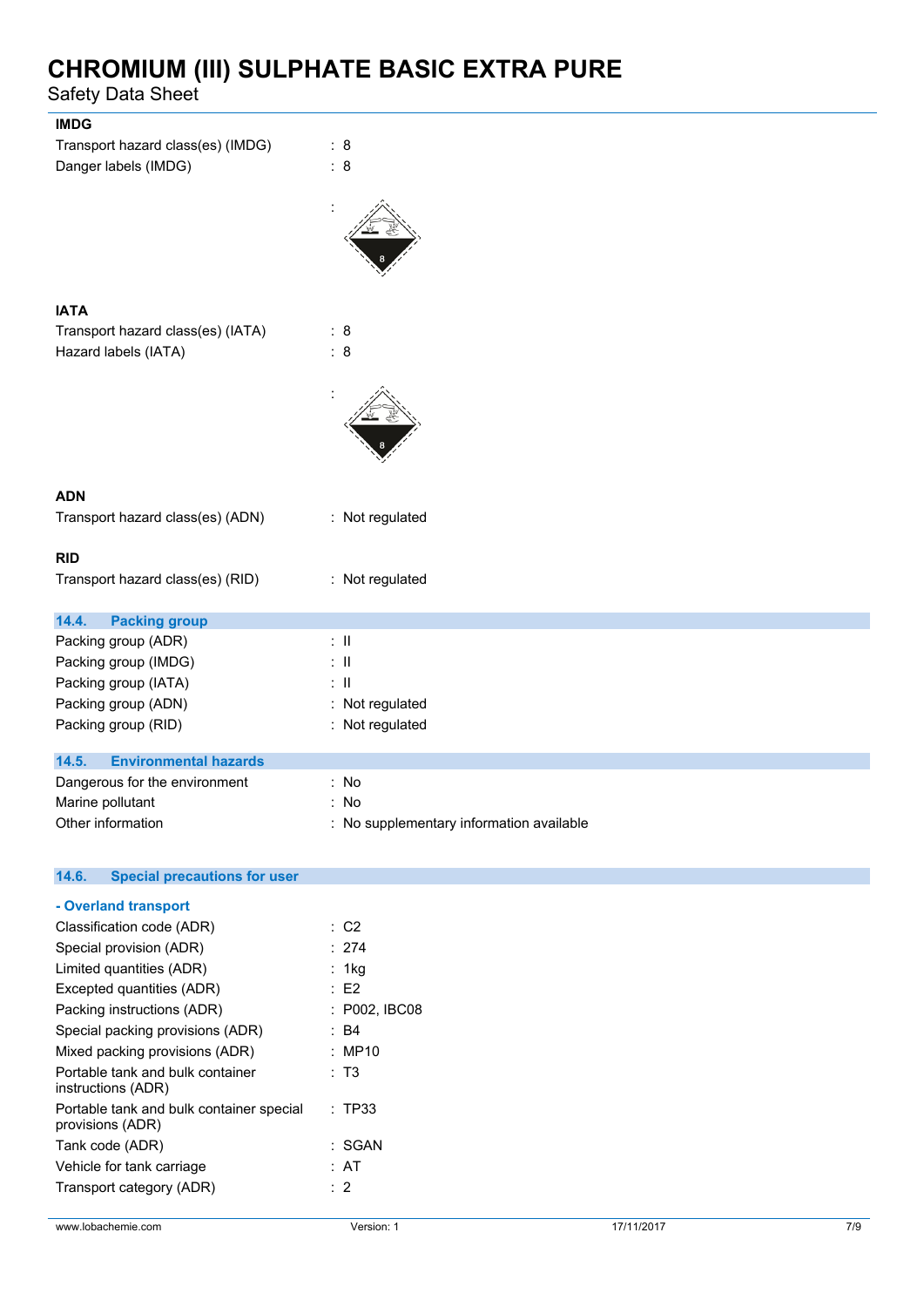**IMDG**

Transport hazard class(es) (IMDG) : 8

Danger labels (IMDG) : 8

:

**IATA**

Transport hazard class(es) (IATA) : 8

Hazard labels (IATA) : 8

:

**ADN**

Transport hazard class(es) (ADN) : Not regulated

**RID**

Transport hazard class(es) (RID) : Not regulated

## 14.4. Packing group

Packing group (ADR) : II

Packing group (IMDG) : II

Packing group (IATA) : II

Packing group (ADN) : Not regulated

Packing group (RID) : Not regulated

## 14.5. Environmental hazards

Dangerous for the environment : No

Marine pollutant : No

Other information : No supplementary information available

## 14.6. Special precautions for user

**- Overland transport**

Classification code (ADR) : C2

Special provision (ADR) : 274

Limited quantities (ADR) : 1kg

Excepted quantities (ADR) : E2

Packing instructions (ADR) : P002, IBC08

Special packing provisions (ADR) : B4

Mixed packing provisions (ADR) : MP10

Portable tank and bulk container instructions (ADR) : T3

Portable tank and bulk container special provisions (ADR) : TP33

Tank code (ADR) : SGAN

Vehicle for tank carriage : AT

Transport category (ADR) : 2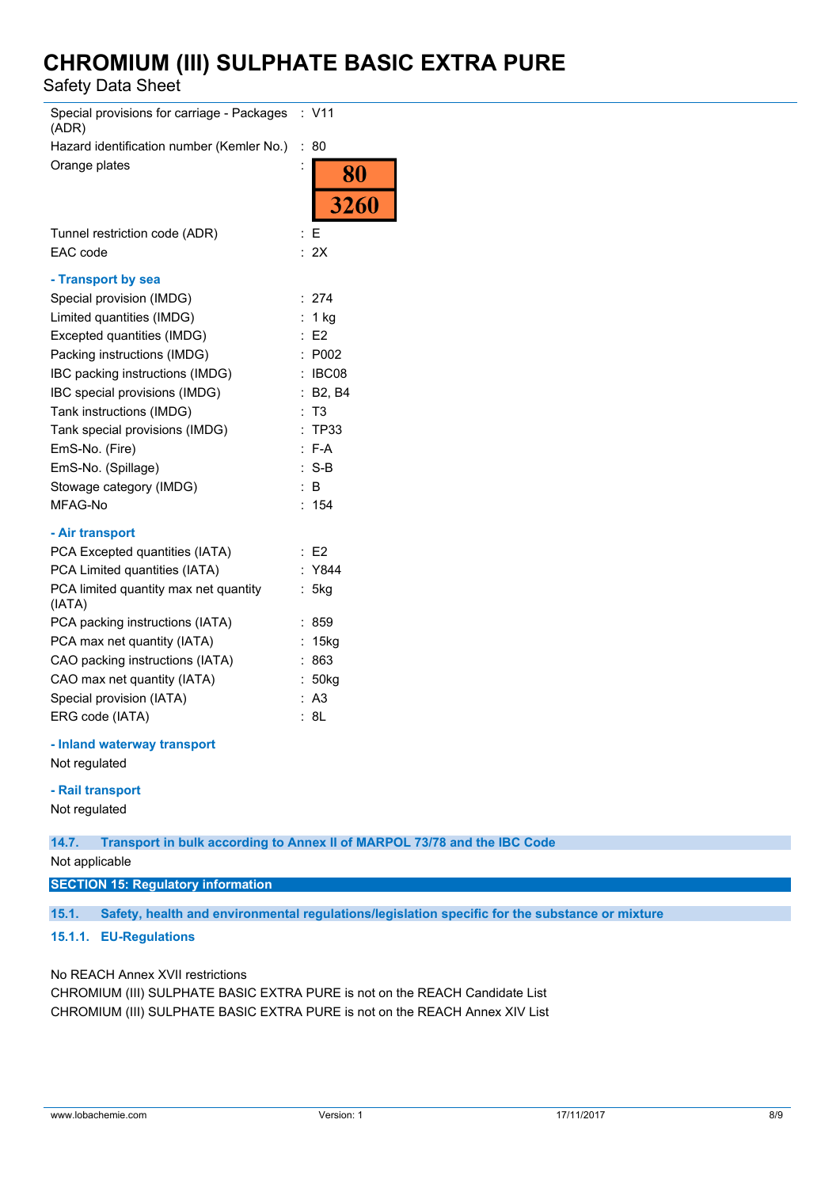| | | |
|---|---|---|
| Special provisions for carriage - Packages (ADR) | : | V11 |
| Hazard identification number (Kemler No.) | : | 80 |
| Orange plates | : | 80 / 3260 |
| Tunnel restriction code (ADR) | : | E |
| EAC code | : | 2X |

**- Transport by sea**

| | | |
|---|---|---|
| Special provision (IMDG) | : | 274 |
| Limited quantities (IMDG) | : | 1 kg |
| Excepted quantities (IMDG) | : | E2 |
| Packing instructions (IMDG) | : | P002 |
| IBC packing instructions (IMDG) | : | IBC08 |
| IBC special provisions (IMDG) | : | B2, B4 |
| Tank instructions (IMDG) | : | T3 |
| Tank special provisions (IMDG) | : | TP33 |
| EmS-No. (Fire) | : | F-A |
| EmS-No. (Spillage) | : | S-B |
| Stowage category (IMDG) | : | B |
| MFAG-No | : | 154 |

**- Air transport**

| | | |
|---|---|---|
| PCA Excepted quantities (IATA) | : | E2 |
| PCA Limited quantities (IATA) | : | Y844 |
| PCA limited quantity max net quantity (IATA) | : | 5kg |
| PCA packing instructions (IATA) | : | 859 |
| PCA max net quantity (IATA) | : | 15kg |
| CAO packing instructions (IATA) | : | 863 |
| CAO max net quantity (IATA) | : | 50kg |
| Special provision (IATA) | : | A3 |
| ERG code (IATA) | : | 8L |

**- Inland waterway transport**

Not regulated

**- Rail transport**

Not regulated

### 14.7. Transport in bulk according to Annex II of MARPOL 73/78 and the IBC Code

Not applicable

## SECTION 15: Regulatory information

### 15.1. Safety, health and environmental regulations/legislation specific for the substance or mixture

#### 15.1.1. EU-Regulations

No REACH Annex XVII restrictions

CHROMIUM (III) SULPHATE BASIC EXTRA PURE is not on the REACH Candidate List

CHROMIUM (III) SULPHATE BASIC EXTRA PURE is not on the REACH Annex XIV List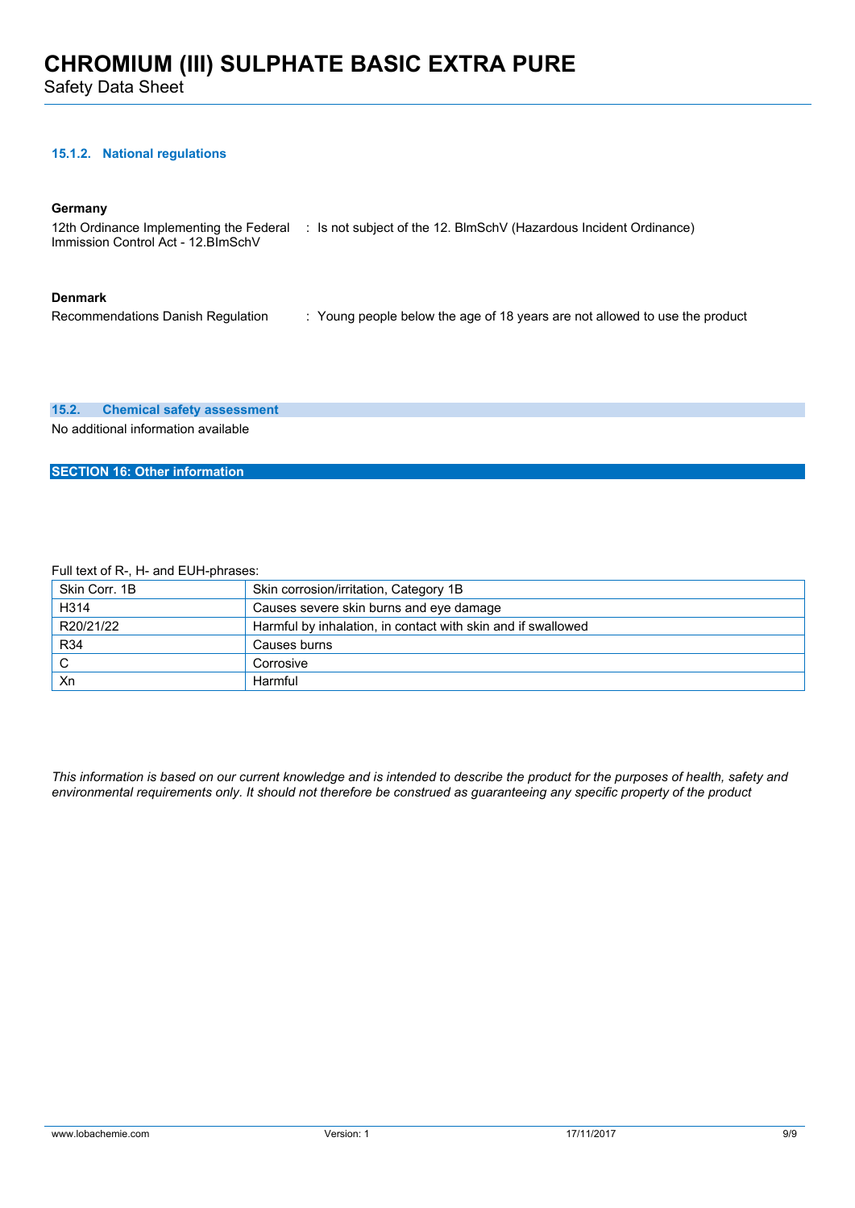#### 15.1.2. National regulations

**Germany**

12th Ordinance Implementing the Federal Immission Control Act - 12.BImSchV : Is not subject of the 12. BlmSchV (Hazardous Incident Ordinance)

**Denmark**

Recommendations Danish Regulation : Young people below the age of 18 years are not allowed to use the product

### 15.2. Chemical safety assessment

No additional information available

## SECTION 16: Other information

Full text of R-, H- and EUH-phrases:

| | |
|---|---|
| Skin Corr. 1B | Skin corrosion/irritation, Category 1B |
| H314 | Causes severe skin burns and eye damage |
| R20/21/22 | Harmful by inhalation, in contact with skin and if swallowed |
| R34 | Causes burns |
| C | Corrosive |
| Xn | Harmful |

*This information is based on our current knowledge and is intended to describe the product for the purposes of health, safety and environmental requirements only. It should not therefore be construed as guaranteeing any specific property of the product*